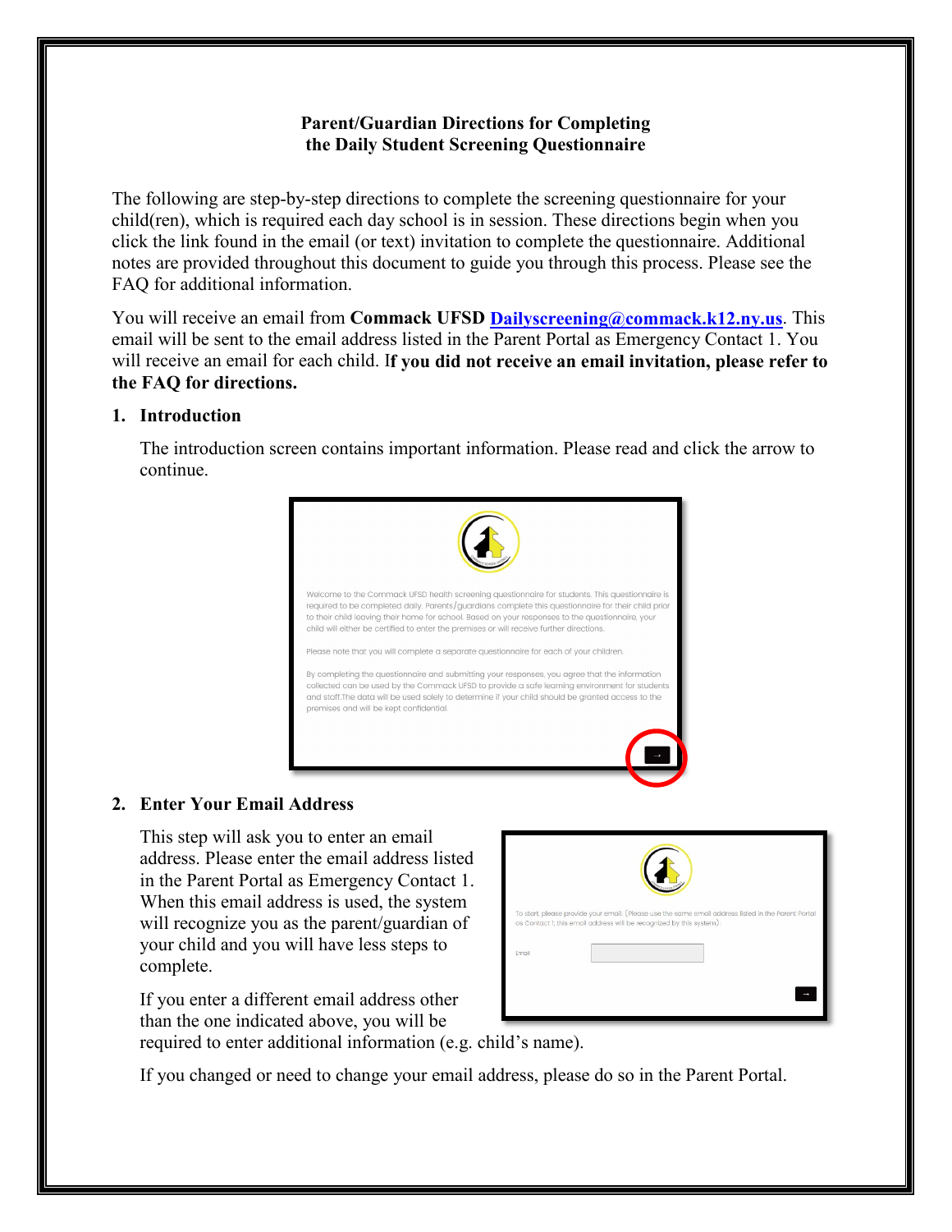**Parent/Guardian Directions for Completing the Daily Student Screening Questionnaire**

The following are step-by-step directions to complete the screening questionnaire for your child(ren), which is required each day school is in session. These directions begin when you click the link found in the email (or text) invitation to complete the questionnaire. Additional notes are provided throughout this document to guide you through this process. Please see the FAQ for additional information.

You will receive an email from **Commack UFSD** Dailyscreening@commack.k12.ny.us. This email will be sent to the email address listed in the Parent Portal as Emergency Contact 1. You will receive an email for each child. I**f you did not receive an email invitation, please refer to the FAQ for directions.**

## 1. Introduction

The introduction screen contains important information. Please read and click the arrow to continue.

## 2. Enter Your Email Address

This step will ask you to enter an email address. Please enter the email address listed in the Parent Portal as Emergency Contact 1. When this email address is used, the system will recognize you as the parent/guardian of your child and you will have less steps to complete.

If you enter a different email address other than the one indicated above, you will be required to enter additional information (e.g. child's name).

If you changed or need to change your email address, please do so in the Parent Portal.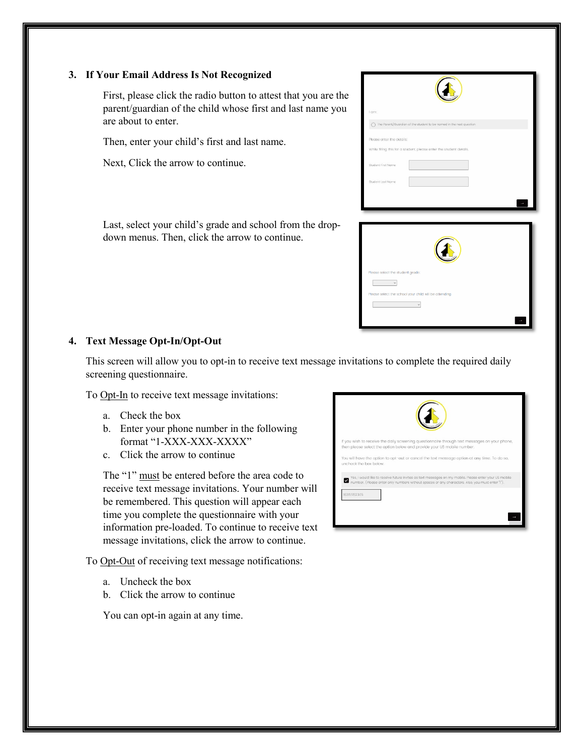### 3. If Your Email Address Is Not Recognized

First, please click the radio button to attest that you are the parent/guardian of the child whose first and last name you are about to enter.

Then, enter your child's first and last name.

Next, Click the arrow to continue.

Last, select your child's grade and school from the drop-down menus. Then, click the arrow to continue.

### 4. Text Message Opt-In/Opt-Out

This screen will allow you to opt-in to receive text message invitations to complete the required daily screening questionnaire.

To Opt-In to receive text message invitations:

a. Check the box
b. Enter your phone number in the following format "1-XXX-XXX-XXXX"
c. Click the arrow to continue

The "1" must be entered before the area code to receive text message invitations. Your number will be remembered. This question will appear each time you complete the questionnaire with your information pre-loaded. To continue to receive text message invitations, click the arrow to continue.

To Opt-Out of receiving text message notifications:

a. Uncheck the box
b. Click the arrow to continue

You can opt-in again at any time.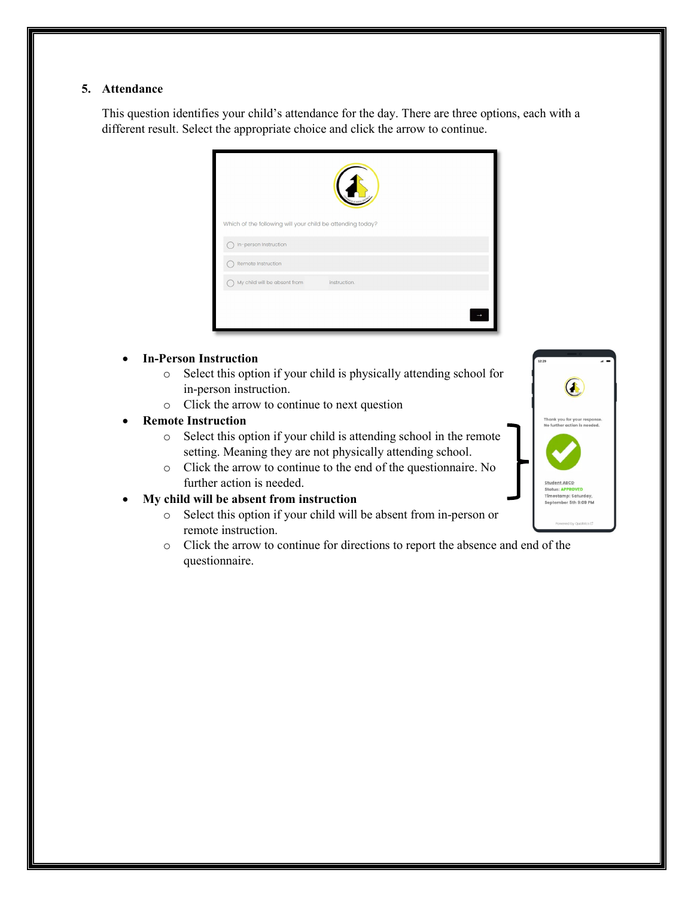5. **Attendance**

This question identifies your child's attendance for the day. There are three options, each with a different result. Select the appropriate choice and click the arrow to continue.

- **In-Person Instruction**
  - Select this option if your child is physically attending school for in-person instruction.
  - Click the arrow to continue to next question
- **Remote Instruction**
  - Select this option if your child is attending school in the remote setting. Meaning they are not physically attending school.
  - Click the arrow to continue to the end of the questionnaire. No further action is needed.
- **My child will be absent from instruction**
  - Select this option if your child will be absent from in-person or remote instruction.
  - Click the arrow to continue for directions to report the absence and end of the questionnaire.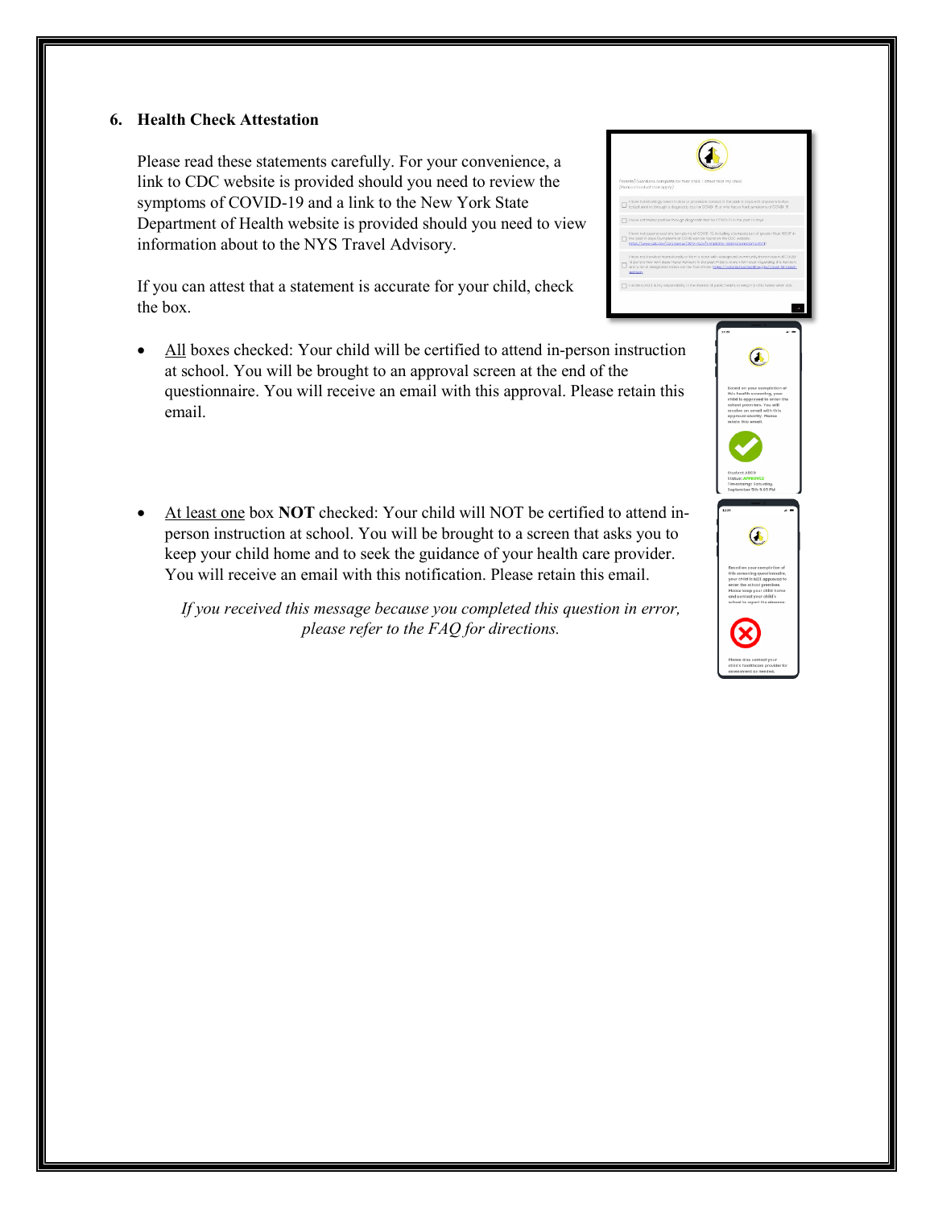**6. Health Check Attestation**

Please read these statements carefully. For your convenience, a link to CDC website is provided should you need to review the symptoms of COVID-19 and a link to the New York State Department of Health website is provided should you need to view information about to the NYS Travel Advisory.

If you can attest that a statement is accurate for your child, check the box.

- All boxes checked: Your child will be certified to attend in-person instruction at school. You will be brought to an approval screen at the end of the questionnaire. You will receive an email with this approval. Please retain this email.

- At least one box **NOT** checked: Your child will NOT be certified to attend in-person instruction at school. You will be brought to a screen that asks you to keep your child home and to seek the guidance of your health care provider. You will receive an email with this notification. Please retain this email.

  *If you received this message because you completed this question in error, please refer to the FAQ for directions.*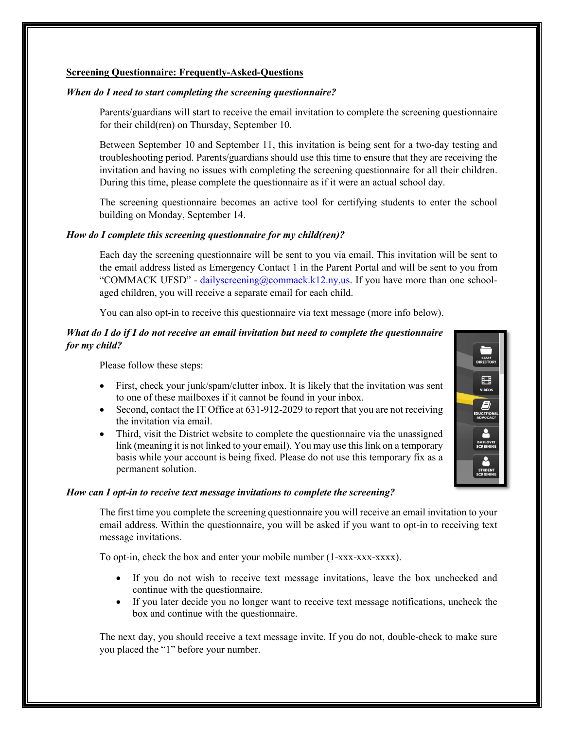## **Screening Questionnaire: Frequently-Asked-Questions**

***When do I need to start completing the screening questionnaire?***

Parents/guardians will start to receive the email invitation to complete the screening questionnaire for their child(ren) on Thursday, September 10.

Between September 10 and September 11, this invitation is being sent for a two-day testing and troubleshooting period. Parents/guardians should use this time to ensure that they are receiving the invitation and having no issues with completing the screening questionnaire for all their children. During this time, please complete the questionnaire as if it were an actual school day.

The screening questionnaire becomes an active tool for certifying students to enter the school building on Monday, September 14.

***How do I complete this screening questionnaire for my child(ren)?***

Each day the screening questionnaire will be sent to you via email. This invitation will be sent to the email address listed as Emergency Contact 1 in the Parent Portal and will be sent to you from "COMMACK UFSD" - dailyscreening@commack.k12.ny.us. If you have more than one school-aged children, you will receive a separate email for each child.

You can also opt-in to receive this questionnaire via text message (more info below).

***What do I do if I do not receive an email invitation but need to complete the questionnaire for my child?***

Please follow these steps:

- First, check your junk/spam/clutter inbox. It is likely that the invitation was sent to one of these mailboxes if it cannot be found in your inbox.
- Second, contact the IT Office at 631-912-2029 to report that you are not receiving the invitation via email.
- Third, visit the District website to complete the questionnaire via the unassigned link (meaning it is not linked to your email). You may use this link on a temporary basis while your account is being fixed. Please do not use this temporary fix as a permanent solution.

STAFF DIRECTORY
VIDEOS
EDUCATIONAL ADVOCACY
EMPLOYEE SCREENING
STUDENT SCREENING

***How can I opt-in to receive text message invitations to complete the screening?***

The first time you complete the screening questionnaire you will receive an email invitation to your email address. Within the questionnaire, you will be asked if you want to opt-in to receiving text message invitations.

To opt-in, check the box and enter your mobile number (1-xxx-xxx-xxxx).

- If you do not wish to receive text message invitations, leave the box unchecked and continue with the questionnaire.
- If you later decide you no longer want to receive text message notifications, uncheck the box and continue with the questionnaire.

The next day, you should receive a text message invite. If you do not, double-check to make sure you placed the "1" before your number.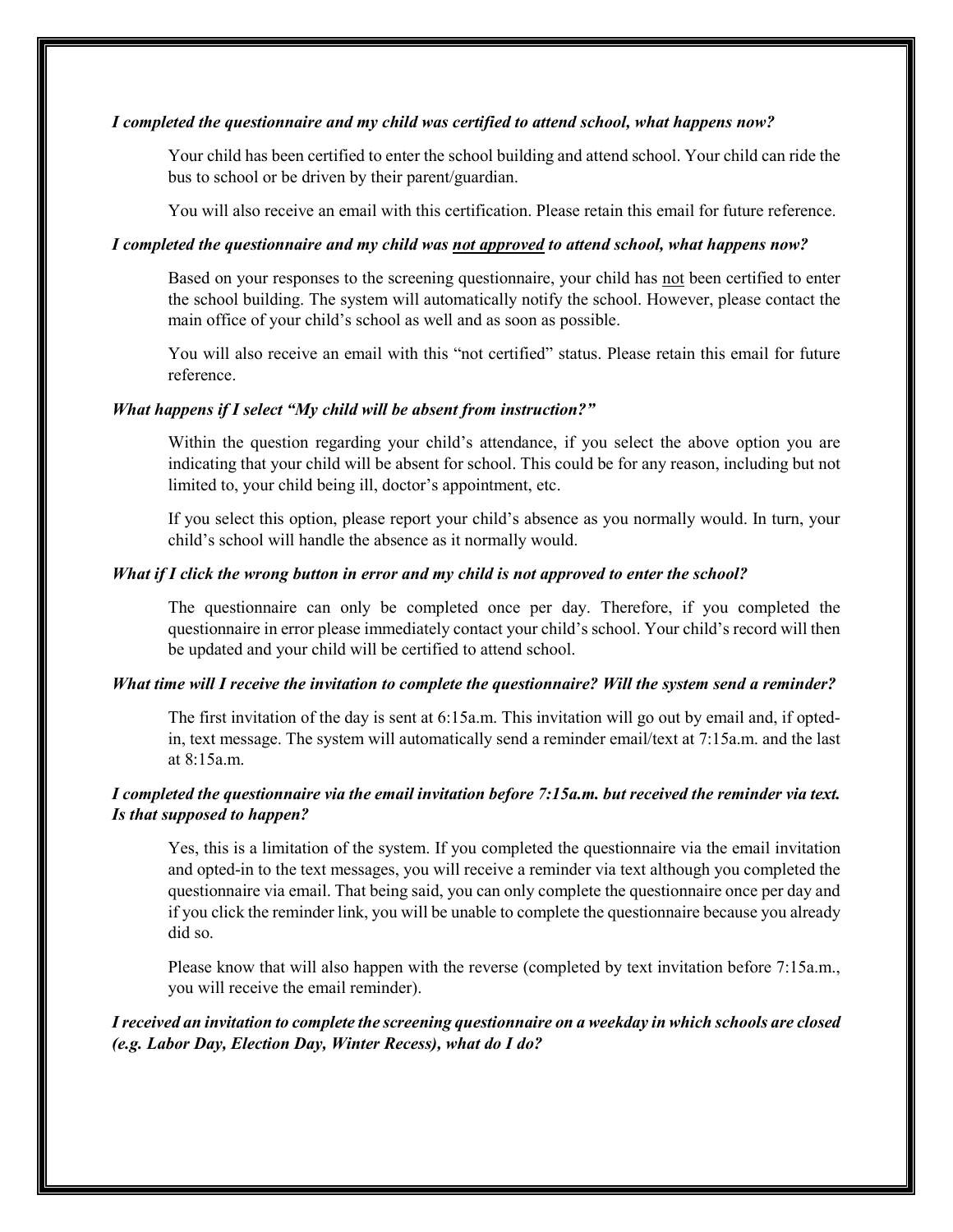***I completed the questionnaire and my child was certified to attend school, what happens now?***

Your child has been certified to enter the school building and attend school. Your child can ride the bus to school or be driven by their parent/guardian.

You will also receive an email with this certification. Please retain this email for future reference.

***I completed the questionnaire and my child was <u>not approved</u> to attend school, what happens now?***

Based on your responses to the screening questionnaire, your child has <u>not</u> been certified to enter the school building. The system will automatically notify the school. However, please contact the main office of your child's school as well and as soon as possible.

You will also receive an email with this "not certified" status. Please retain this email for future reference.

***What happens if I select "My child will be absent from instruction?"***

Within the question regarding your child's attendance, if you select the above option you are indicating that your child will be absent for school. This could be for any reason, including but not limited to, your child being ill, doctor's appointment, etc.

If you select this option, please report your child's absence as you normally would. In turn, your child's school will handle the absence as it normally would.

***What if I click the wrong button in error and my child is not approved to enter the school?***

The questionnaire can only be completed once per day. Therefore, if you completed the questionnaire in error please immediately contact your child's school. Your child's record will then be updated and your child will be certified to attend school.

***What time will I receive the invitation to complete the questionnaire? Will the system send a reminder?***

The first invitation of the day is sent at 6:15a.m. This invitation will go out by email and, if opted-in, text message. The system will automatically send a reminder email/text at 7:15a.m. and the last at 8:15a.m.

***I completed the questionnaire via the email invitation before 7:15a.m. but received the reminder via text. Is that supposed to happen?***

Yes, this is a limitation of the system. If you completed the questionnaire via the email invitation and opted-in to the text messages, you will receive a reminder via text although you completed the questionnaire via email. That being said, you can only complete the questionnaire once per day and if you click the reminder link, you will be unable to complete the questionnaire because you already did so.

Please know that will also happen with the reverse (completed by text invitation before 7:15a.m., you will receive the email reminder).

***I received an invitation to complete the screening questionnaire on a weekday in which schools are closed (e.g. Labor Day, Election Day, Winter Recess), what do I do?***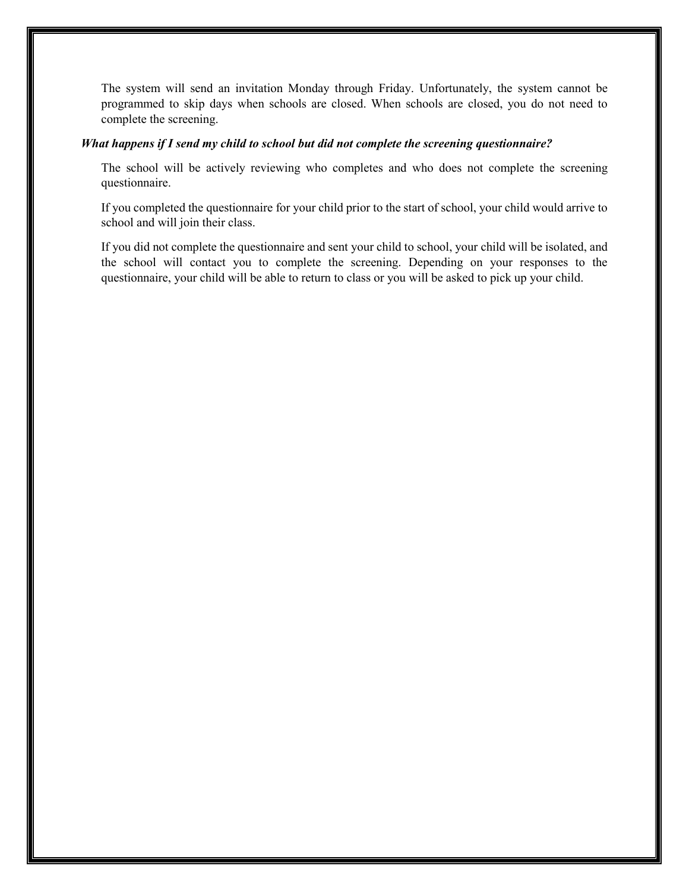The system will send an invitation Monday through Friday. Unfortunately, the system cannot be programmed to skip days when schools are closed. When schools are closed, you do not need to complete the screening.

***What happens if I send my child to school but did not complete the screening questionnaire?***

The school will be actively reviewing who completes and who does not complete the screening questionnaire.

If you completed the questionnaire for your child prior to the start of school, your child would arrive to school and will join their class.

If you did not complete the questionnaire and sent your child to school, your child will be isolated, and the school will contact you to complete the screening. Depending on your responses to the questionnaire, your child will be able to return to class or you will be asked to pick up your child.